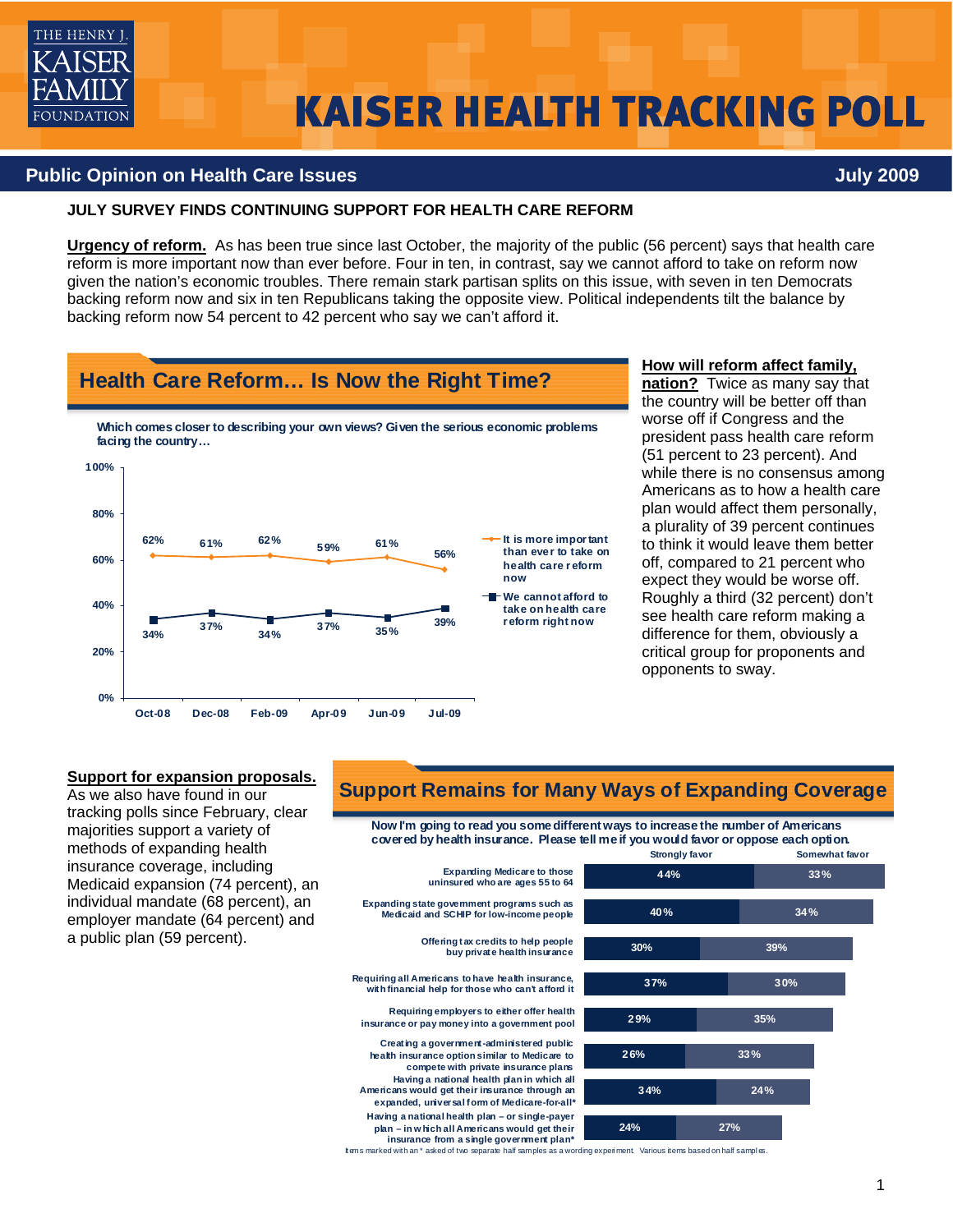# KAISER HEALTH TRACKING POLL

THE HENRY J. KAISER FAMILY FOUNDATION

## Public Opinion on Health Care Issues — July 2009

### JULY SURVEY FINDS CONTINUING SUPPORT FOR HEALTH CARE REFORM

**Urgency of reform.** As has been true since last October, the majority of the public (56 percent) says that health care reform is more important now than ever before. Four in ten, in contrast, say we cannot afford to take on reform now given the nation's economic troubles. There remain stark partisan splits on this issue, with seven in ten Democrats backing reform now and six in ten Republicans taking the opposite view. Political independents tilt the balance by backing reform now 54 percent to 42 percent who say we can't afford it.

### Health Care Reform… Is Now the Right Time?

Which comes closer to describing your own views? Given the serious economic problems facing the country…

| | Oct-08 | Dec-08 | Feb-09 | Apr-09 | Jun-09 | Jul-09 |
|---|---|---|---|---|---|---|
| It is more important than ever to take health care reform now | 62% | 61% | 62% | 59% | 61% | 56% |
| We cannot afford to take on health care reform right now | 34% | 37% | 34% | 37% | 35% | 39% |

**How will reform affect family, nation?** Twice as many say that the country will be better off than worse off if Congress and the president pass health care reform (51 percent to 23 percent). And while there is no consensus among Americans as to how a health care plan would affect them personally, a plurality of 39 percent continues to think it would leave them better off, compared to 21 percent who expect they would be worse off. Roughly a third (32 percent) don't see health care reform making a difference for them, obviously a critical group for proponents and opponents to sway.

**Support for expansion proposals.** As we also have found in our tracking polls since February, clear majorities support a variety of methods of expanding health insurance coverage, including Medicaid expansion (74 percent), an individual mandate (68 percent), an employer mandate (64 percent) and a public plan (59 percent).

### Support Remains for Many Ways of Expanding Coverage

Now I'm going to read you some different ways to increase the number of Americans covered by health insurance. Please tell me if you would favor or oppose each option.

| | Strongly favor | Somewhat favor |
|---|---|---|
| Expanding Medicare to those uninsured who are ages 55 to 64 | 44% | 33% |
| Expanding state government programs such as Medicaid and SCHIP for low-income people | 40% | 34% |
| Offering tax credits to help people buy private health insurance | 30% | 39% |
| Requiring all Americans to have health insurance, with financial help for those who can't afford it | 37% | 30% |
| Requiring employers to either offer health insurance or pay money into a government pool | 29% | 35% |
| Creating a government-administered public health insurance option similar to Medicare to compete with private insurance plans | 26% | 33% |
| Having a national health plan in which all Americans would get their insurance through an expanded, universal form of Medicare-for-all* | 34% | 24% |
| Having a national health plan – or single-payer plan – in which all Americans would get their insurance from a single government plan* | 24% | 27% |

Items marked with an * asked of two separate half samples as a wording experiment. Various items based on half samples.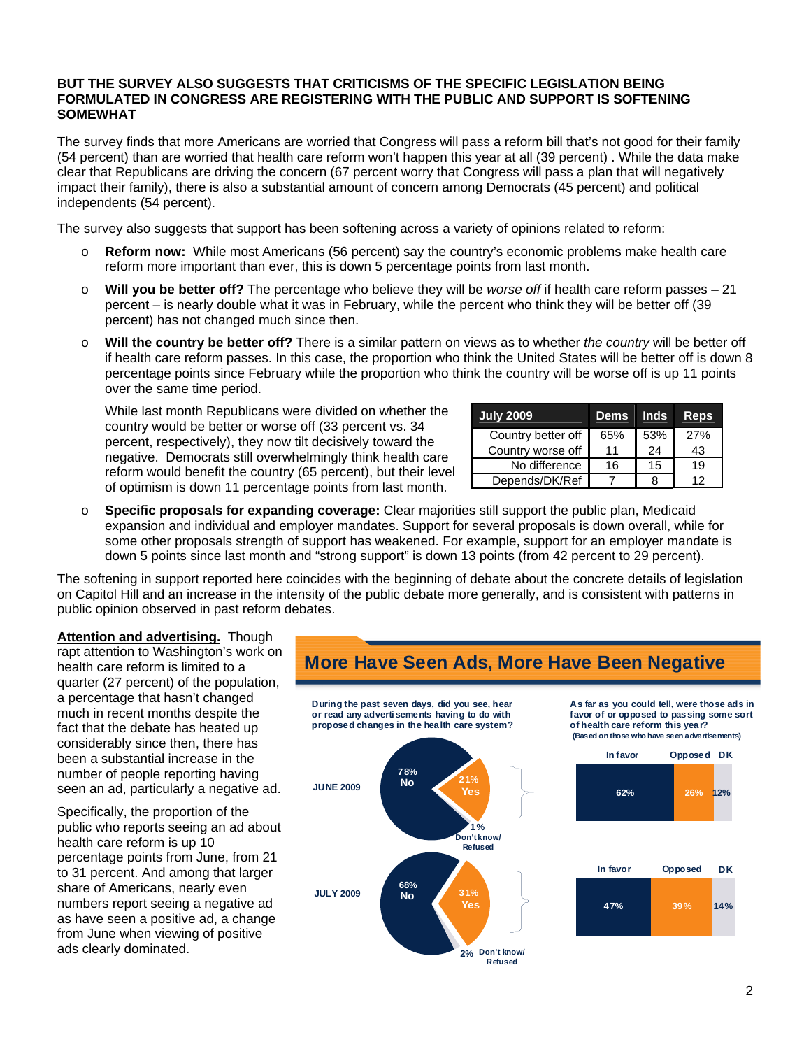**BUT THE SURVEY ALSO SUGGESTS THAT CRITICISMS OF THE SPECIFIC LEGISLATION BEING FORMULATED IN CONGRESS ARE REGISTERING WITH THE PUBLIC AND SUPPORT IS SOFTENING SOMEWHAT**

The survey finds that more Americans are worried that Congress will pass a reform bill that's not good for their family (54 percent) than are worried that health care reform won't happen this year at all (39 percent) . While the data make clear that Republicans are driving the concern (67 percent worry that Congress will pass a plan that will negatively impact their family), there is also a substantial amount of concern among Democrats (45 percent) and political independents (54 percent).

The survey also suggests that support has been softening across a variety of opinions related to reform:

- **Reform now:** While most Americans (56 percent) say the country's economic problems make health care reform more important than ever, this is down 5 percentage points from last month.
- **Will you be better off?** The percentage who believe they will be *worse off* if health care reform passes – 21 percent – is nearly double what it was in February, while the percent who think they will be better off (39 percent) has not changed much since then.
- **Will the country be better off?** There is a similar pattern on views as to whether *the country* will be better off if health care reform passes. In this case, the proportion who think the United States will be better off is down 8 percentage points since February while the proportion who think the country will be worse off is up 11 points over the same time period.

  While last month Republicans were divided on whether the country would be better or worse off (33 percent vs. 34 percent, respectively), they now tilt decisively toward the negative. Democrats still overwhelmingly think health care reform would benefit the country (65 percent), but their level of optimism is down 11 percentage points from last month.

| July 2009 | Dems | Inds | Reps |
|---|---|---|---|
| Country better off | 65% | 53% | 27% |
| Country worse off | 11 | 24 | 43 |
| No difference | 16 | 15 | 19 |
| Depends/DK/Ref | 7 | 8 | 12 |

- **Specific proposals for expanding coverage:** Clear majorities still support the public plan, Medicaid expansion and individual and employer mandates. Support for several proposals is down overall, while for some other proposals strength of support has weakened. For example, support for an employer mandate is down 5 points since last month and "strong support" is down 13 points (from 42 percent to 29 percent).

The softening in support reported here coincides with the beginning of debate about the concrete details of legislation on Capitol Hill and an increase in the intensity of the public debate more generally, and is consistent with patterns in public opinion observed in past reform debates.

**Attention and advertising.** Though rapt attention to Washington's work on health care reform is limited to a quarter (27 percent) of the population, a percentage that hasn't changed much in recent months despite the fact that the debate has heated up considerably since then, there has been a substantial increase in the number of people reporting having seen an ad, particularly a negative ad.

Specifically, the proportion of the public who reports seeing an ad about health care reform is up 10 percentage points from June, from 21 to 31 percent. And among that larger share of Americans, nearly even numbers report seeing a negative ad as have seen a positive ad, a change from June when viewing of positive ads clearly dominated.

**More Have Seen Ads, More Have Been Negative**

*During the past seven days, did you see, hear or read any advertisements having to do with proposed changes in the health care system?*

| | No | Yes | Don't know/Refused |
|---|---|---|---|
| JUNE 2009 | 78% | 21% | 1% |
| JULY 2009 | 68% | 31% | 2% |

*As far as you could tell, were those ads in favor of or opposed to passing some sort of health care reform this year?* (Based on those who have seen advertisements)

| | In favor | Opposed | DK |
|---|---|---|---|
| JUNE 2009 | 62% | 26% | 12% |
| JULY 2009 | 47% | 39% | 14% |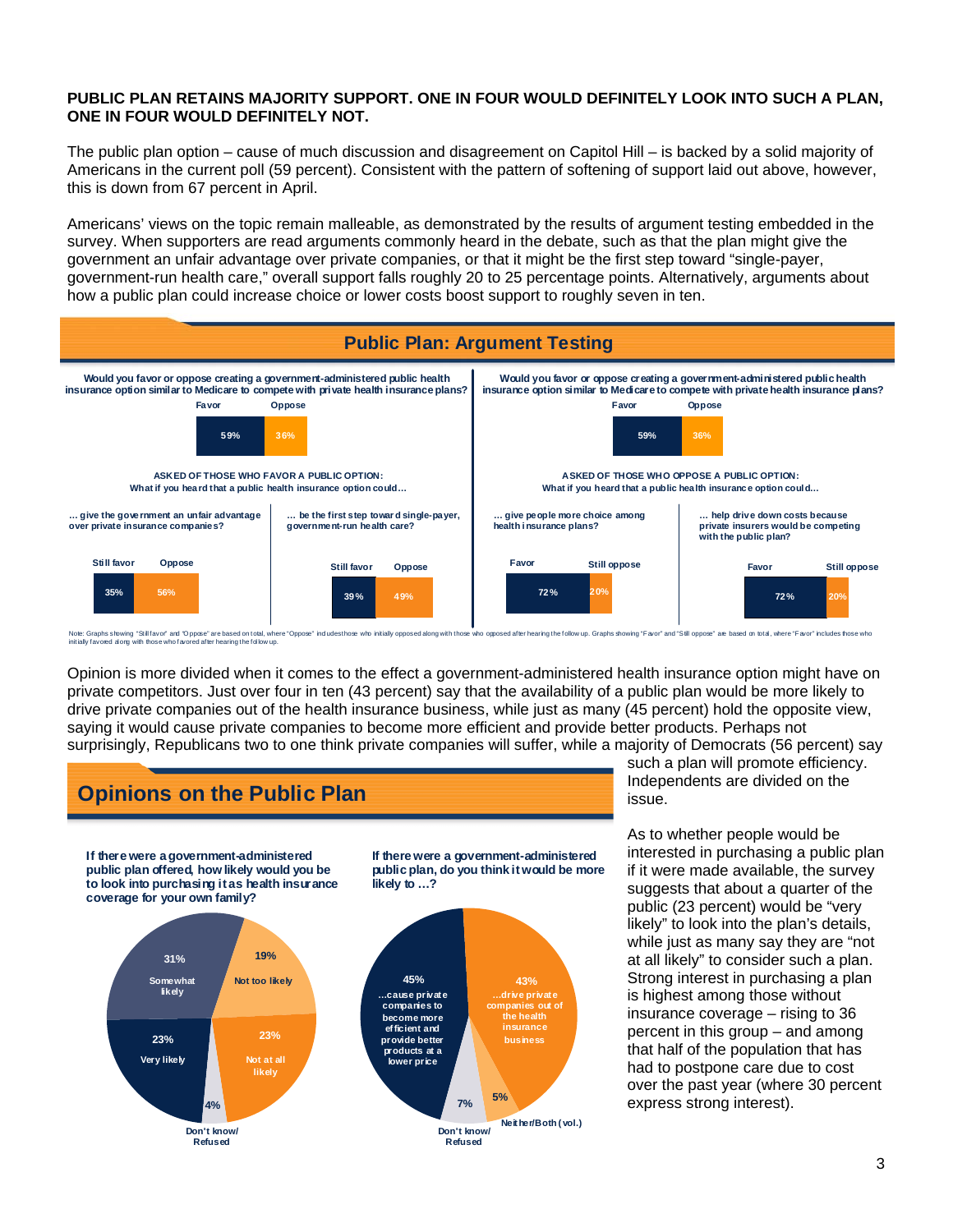**PUBLIC PLAN RETAINS MAJORITY SUPPORT. ONE IN FOUR WOULD DEFINITELY LOOK INTO SUCH A PLAN, ONE IN FOUR WOULD DEFINITELY NOT.**

The public plan option – cause of much discussion and disagreement on Capitol Hill – is backed by a solid majority of Americans in the current poll (59 percent). Consistent with the pattern of softening of support laid out above, however, this is down from 67 percent in April.

Americans' views on the topic remain malleable, as demonstrated by the results of argument testing embedded in the survey. When supporters are read arguments commonly heard in the debate, such as that the plan might give the government an unfair advantage over private companies, or that it might be the first step toward "single-payer, government-run health care," overall support falls roughly 20 to 25 percentage points. Alternatively, arguments about how a public plan could increase choice or lower costs boost support to roughly seven in ten.

## Public Plan: Argument Testing

**Would you favor or oppose creating a government-administered public health insurance option similar to Medicare to compete with private health insurance plans?**

| Favor | Oppose |
|---|---|
| 59% | 36% |

**ASKED OF THOSE WHO FAVOR A PUBLIC OPTION:**
**What if you heard that a public health insurance option could…**

| | Still favor | Oppose |
|---|---|---|
| … give the government an unfair advantage over private insurance companies? | 35% | 56% |
| … be the first step toward single-payer, government-run health care? | 39% | 49% |

**ASKED OF THOSE WHO OPPOSE A PUBLIC OPTION:**
**What if you heard that a public health insurance option could…**

| | Favor | Still oppose |
|---|---|---|
| … give people more choice among health insurance plans? | 72% | 20% |
| … help drive down costs because private insurers would be competing with the public plan? | 72% | 20% |

Note: Graphs showing "Still favor" and "Oppose" are based on total, where "Oppose" includes those who initially opposed along with those who opposed after hearing the follow up. Graphs showing "Favor" and "Still oppose" are based on total, where "Favor" includes those who initially favored along with those who favored after hearing the follow up.

Opinion is more divided when it comes to the effect a government-administered health insurance option might have on private competitors. Just over four in ten (43 percent) say that the availability of a public plan would be more likely to drive private companies out of the health insurance business, while just as many (45 percent) hold the opposite view, saying it would cause private companies to become more efficient and provide better products. Perhaps not surprisingly, Republicans two to one think private companies will suffer, while a majority of Democrats (56 percent) say such a plan will promote efficiency. Independents are divided on the issue.

As to whether people would be interested in purchasing a public plan if it were made available, the survey suggests that about a quarter of the public (23 percent) would be "very likely" to look into the plan's details, while just as many say they are "not at all likely" to consider such a plan. Strong interest in purchasing a plan is highest among those without insurance coverage – rising to 36 percent in this group – and among that half of the population that has had to postpone care due to cost over the past year (where 30 percent express strong interest).

## Opinions on the Public Plan

**If there were a government-administered public plan offered, how likely would you be to look into purchasing it as health insurance coverage for your own family?**

| Response | Percent |
|---|---|
| Very likely | 23% |
| Somewhat likely | 31% |
| Not too likely | 19% |
| Not at all likely | 23% |
| Don't know/ Refused | 4% |

**If there were a government-administered public plan, do you think it would be more likely to …?**

| Response | Percent |
|---|---|
| …cause private companies to become more efficient and provide better products at a lower price | 45% |
| …drive private companies out of the health insurance business | 43% |
| Neither/Both (vol.) | 5% |
| Don't know/ Refused | 7% |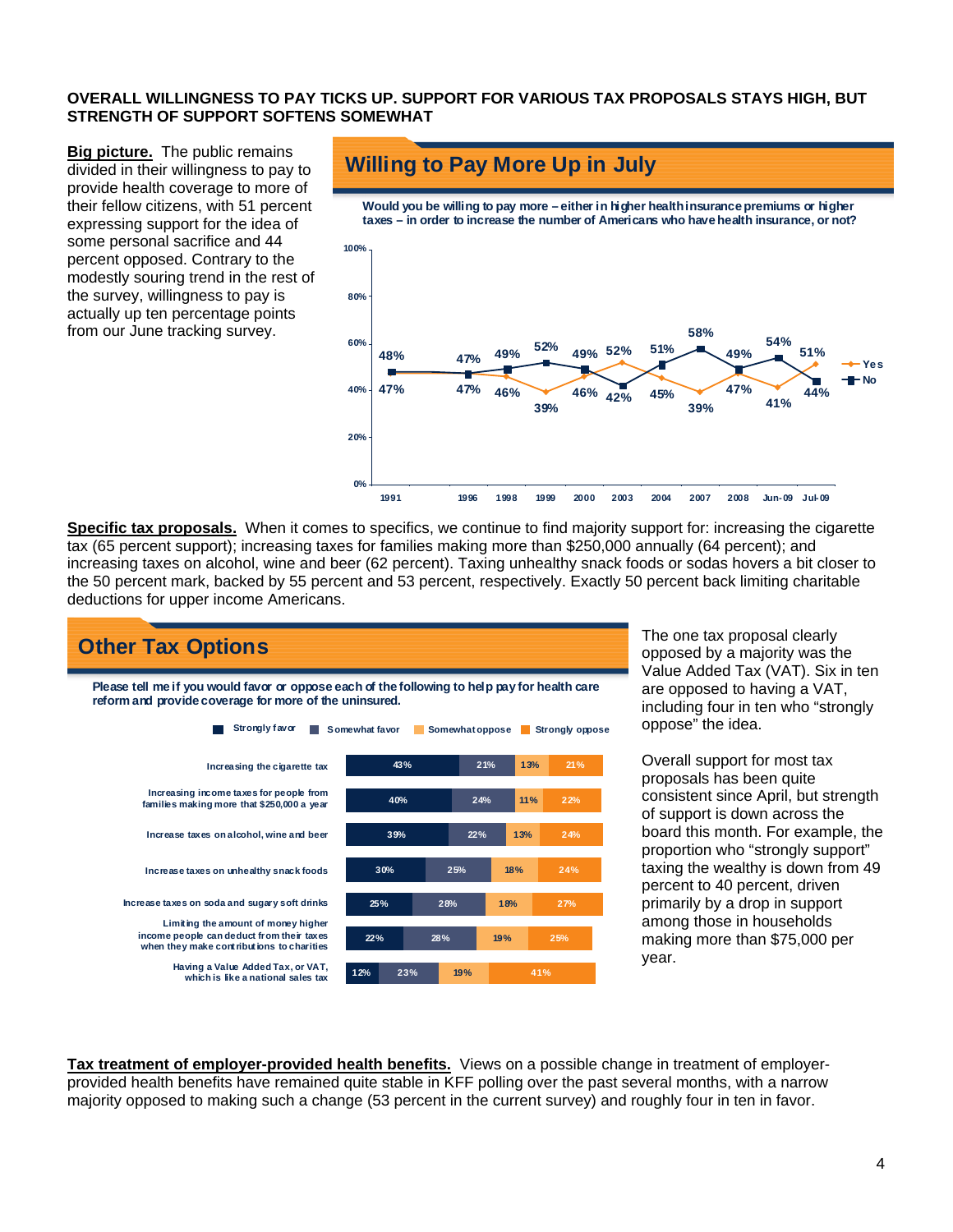**OVERALL WILLINGNESS TO PAY TICKS UP. SUPPORT FOR VARIOUS TAX PROPOSALS STAYS HIGH, BUT STRENGTH OF SUPPORT SOFTENS SOMEWHAT**

**Big picture.** The public remains divided in their willingness to pay to provide health coverage to more of their fellow citizens, with 51 percent expressing support for the idea of some personal sacrifice and 44 percent opposed. Contrary to the modestly souring trend in the rest of the survey, willingness to pay is actually up ten percentage points from our June tracking survey.

## Willing to Pay More Up in July

Would you be willing to pay more – either in higher health insurance premiums or higher taxes – in order to increase the number of Americans who have health insurance, or not?

| | 1991 | 1996 | 1998 | 1999 | 2000 | 2003 | 2004 | 2007 | 2008 | Jun-09 | Jul-09 |
|---|---|---|---|---|---|---|---|---|---|---|---|
| Yes | 47% | 47% | 46% | 39% | 46% | 52% | 45% | 39% | 47% | 41% | 51% |
| No | 48% | 47% | 49% | 52% | 49% | 42% | 51% | 58% | 49% | 54% | 44% |

**Specific tax proposals.** When it comes to specifics, we continue to find majority support for: increasing the cigarette tax (65 percent support); increasing taxes for families making more than $250,000 annually (64 percent); and increasing taxes on alcohol, wine and beer (62 percent). Taxing unhealthy snack foods or sodas hovers a bit closer to the 50 percent mark, backed by 55 percent and 53 percent, respectively. Exactly 50 percent back limiting charitable deductions for upper income Americans.

## Other Tax Options

Please tell me if you would favor or oppose each of the following to help pay for health care reform and provide coverage for more of the uninsured.

| | Strongly favor | Somewhat favor | Somewhat oppose | Strongly oppose |
|---|---|---|---|---|
| Increasing the cigarette tax | 43% | 21% | 13% | 21% |
| Increasing income taxes for people from families making more that $250,000 a year | 40% | 24% | 11% | 22% |
| Increase taxes on alcohol, wine and beer | 39% | 22% | 13% | 24% |
| Increase taxes on unhealthy snack foods | 30% | 25% | 18% | 24% |
| Increase taxes on soda and sugary soft drinks | 25% | 28% | 18% | 27% |
| Limiting the amount of money higher income people can deduct from their taxes when they make contributions to charities | 22% | 28% | 19% | 25% |
| Having a Value Added Tax, or VAT, which is like a national sales tax | 12% | 23% | 19% | 41% |

The one tax proposal clearly opposed by a majority was the Value Added Tax (VAT). Six in ten are opposed to having a VAT, including four in ten who "strongly oppose" the idea.

Overall support for most tax proposals has been quite consistent since April, but strength of support is down across the board this month. For example, the proportion who "strongly support" taxing the wealthy is down from 49 percent to 40 percent, driven primarily by a drop in support among those in households making more than $75,000 per year.

**Tax treatment of employer-provided health benefits.** Views on a possible change in treatment of employer-provided health benefits have remained quite stable in KFF polling over the past several months, with a narrow majority opposed to making such a change (53 percent in the current survey) and roughly four in ten in favor.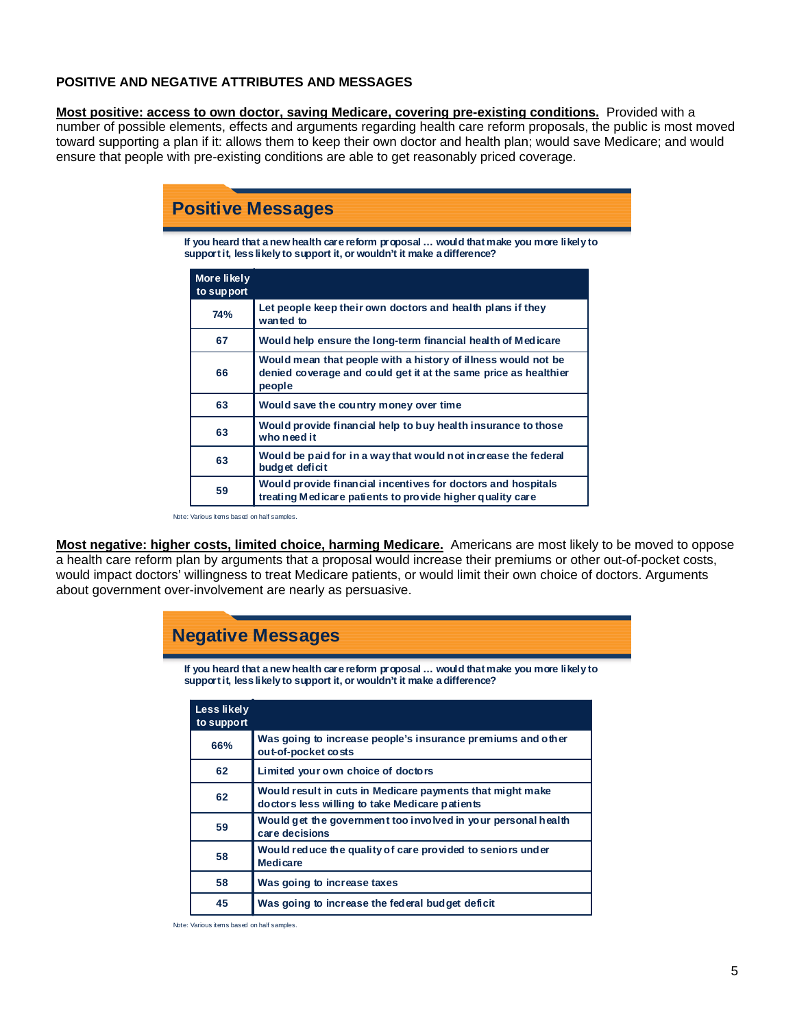**POSITIVE AND NEGATIVE ATTRIBUTES AND MESSAGES**

**Most positive: access to own doctor, saving Medicare, covering pre-existing conditions.** Provided with a number of possible elements, effects and arguments regarding health care reform proposals, the public is most moved toward supporting a plan if it: allows them to keep their own doctor and health plan; would save Medicare; and would ensure that people with pre-existing conditions are able to get reasonably priced coverage.

## Positive Messages

**If you heard that a new health care reform proposal … would that make you more likely to support it, less likely to support it, or wouldn't it make a difference?**

| More likely to support | |
|---|---|
| 74% | Let people keep their own doctors and health plans if they wanted to |
| 67 | Would help ensure the long-term financial health of Medicare |
| 66 | Would mean that people with a history of illness would not be denied coverage and could get it at the same price as healthier people |
| 63 | Would save the country money over time |
| 63 | Would provide financial help to buy health insurance to those who need it |
| 63 | Would be paid for in a way that would not increase the federal budget deficit |
| 59 | Would provide financial incentives for doctors and hospitals treating Medicare patients to provide higher quality care |

Note: Various items based on half samples.

**Most negative: higher costs, limited choice, harming Medicare.** Americans are most likely to be moved to oppose a health care reform plan by arguments that a proposal would increase their premiums or other out-of-pocket costs, would impact doctors' willingness to treat Medicare patients, or would limit their own choice of doctors. Arguments about government over-involvement are nearly as persuasive.

## Negative Messages

**If you heard that a new health care reform proposal … would that make you more likely to support it, less likely to support it, or wouldn't it make a difference?**

| Less likely to support | |
|---|---|
| 66% | Was going to increase people's insurance premiums and other out-of-pocket costs |
| 62 | Limited your own choice of doctors |
| 62 | Would result in cuts in Medicare payments that might make doctors less willing to take Medicare patients |
| 59 | Would get the government too involved in your personal health care decisions |
| 58 | Would reduce the quality of care provided to seniors under Medicare |
| 58 | Was going to increase taxes |
| 45 | Was going to increase the federal budget deficit |

Note: Various items based on half samples.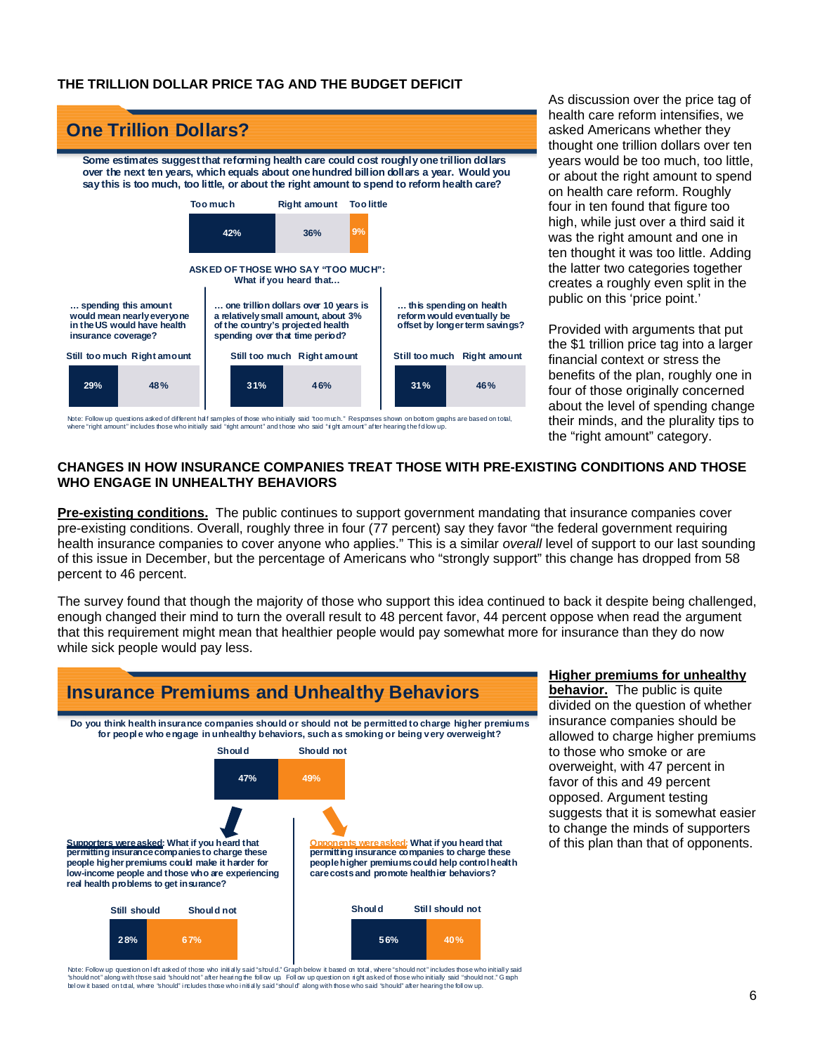### THE TRILLION DOLLAR PRICE TAG AND THE BUDGET DEFICIT

## One Trillion Dollars?

**Some estimates suggest that reforming health care could cost roughly one trillion dollars over the next ten years, which equals about one hundred billion dollars a year. Would you say this is too much, too little, or about the right amount to spend to reform health care?**

| Too much | Right amount | Too little |
|---|---|---|
| 42% | 36% | 9% |

**ASKED OF THOSE WHO SAY "TOO MUCH": What if you heard that…**

| | Still too much | Right amount |
|---|---|---|
| … spending this amount would mean nearly everyone in the US would have health insurance coverage? | 29% | 48% |
| … one trillion dollars over 10 years is a relatively small amount, about 3% of the country's projected health spending over that time period? | 31% | 46% |
| … this spending on health reform would eventually be offset by longer term savings? | 31% | 46% |

Note: Follow up questions asked of different half samples of those who initially said "too much." Responses shown on bottom graphs are based on total, where "right amount" includes those who initially said "right amount" and those who said "right amount" after hearing the follow up.

As discussion over the price tag of health care reform intensifies, we asked Americans whether they thought one trillion dollars over ten years would be too much, too little, or about the right amount to spend on health care reform. Roughly four in ten found that figure too high, while just over a third said it was the right amount and one in ten thought it was too little. Adding the latter two categories together creates a roughly even split in the public on this 'price point.'

Provided with arguments that put the $1 trillion price tag into a larger financial context or stress the benefits of the plan, roughly one in four of those originally concerned about the level of spending change their minds, and the plurality tips to the "right amount" category.

### CHANGES IN HOW INSURANCE COMPANIES TREAT THOSE WITH PRE-EXISTING CONDITIONS AND THOSE WHO ENGAGE IN UNHEALTHY BEHAVIORS

**Pre-existing conditions.** The public continues to support government mandating that insurance companies cover pre-existing conditions. Overall, roughly three in four (77 percent) say they favor "the federal government requiring health insurance companies to cover anyone who applies." This is a similar *overall* level of support to our last sounding of this issue in December, but the percentage of Americans who "strongly support" this change has dropped from 58 percent to 46 percent.

The survey found that though the majority of those who support this idea continued to back it despite being challenged, enough changed their mind to turn the overall result to 48 percent favor, 44 percent oppose when read the argument that this requirement might mean that healthier people would pay somewhat more for insurance than they do now while sick people would pay less.

## Insurance Premiums and Unhealthy Behaviors

**Do you think health insurance companies should or should not be permitted to charge higher premiums for people who engage in unhealthy behaviors, such as smoking or being very overweight?**

| Should | Should not |
|---|---|
| 47% | 49% |

**Supporters were asked: What if you heard that permitting insurance companies to charge these people higher premiums could make it harder for low-income people and those who are experiencing real health problems to get insurance?**

| Still should | Should not |
|---|---|
| 28% | 67% |

**Opponents were asked: What if you heard that permitting insurance companies to charge these people higher premiums could help control health care costs and promote healthier behaviors?**

| Should | Still should not |
|---|---|
| 56% | 40% |

Note: Follow up question on left asked of those who initially said "should." Graph below it based on total, where "should not" includes those who initially said "should not" along with those said "should not" after hearing the follow up. Follow up question on right asked of those who initially said "should not." Graph below it based on total, where "should" includes those who initially said "should" along with those who said "should" after hearing the follow up.

**Higher premiums for unhealthy behavior.** The public is quite divided on the question of whether insurance companies should be allowed to charge higher premiums to those who smoke or are overweight, with 47 percent in favor of this and 49 percent opposed. Argument testing suggests that it is somewhat easier to change the minds of supporters of this plan than that of opponents.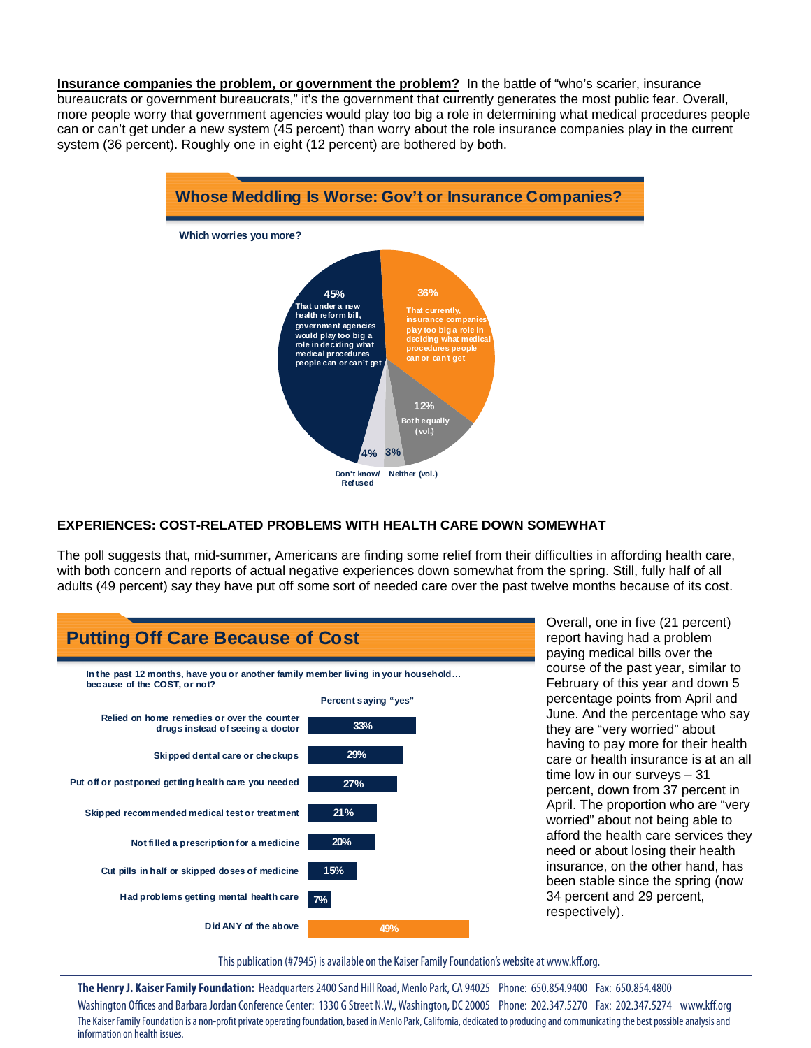**Insurance companies the problem, or government the problem?** In the battle of "who's scarier, insurance bureaucrats or government bureaucrats," it's the government that currently generates the most public fear. Overall, more people worry that government agencies would play too big a role in determining what medical procedures people can or can't get under a new system (45 percent) than worry about the role insurance companies play in the current system (36 percent). Roughly one in eight (12 percent) are bothered by both.

### Whose Meddling Is Worse: Gov't or Insurance Companies?

Which worries you more?

45% That under a new health reform bill, government agencies would play too big a role in deciding what medical procedures people can or can't get

36% That currently, insurance companies play too big a role in deciding what medical procedures people can or can't get

12% Both equally (vol.)

3% Neither (vol.)

4% Don't know/ Refused

## EXPERIENCES: COST-RELATED PROBLEMS WITH HEALTH CARE DOWN SOMEWHAT

The poll suggests that, mid-summer, Americans are finding some relief from their difficulties in affording health care, with both concern and reports of actual negative experiences down somewhat from the spring. Still, fully half of all adults (49 percent) say they have put off some sort of needed care over the past twelve months because of its cost.

### Putting Off Care Because of Cost

In the past 12 months, have you or another family member living in your household… because of the COST, or not?

Percent saying "yes"

Relied on home remedies or over the counter drugs instead of seeing a doctor 33%

Skipped dental care or checkups 29%

Put off or postponed getting health care you needed 27%

Skipped recommended medical test or treatment 21%

Not filled a prescription for a medicine 20%

Cut pills in half or skipped doses of medicine 15%

Had problems getting mental health care 7%

Did ANY of the above 49%

Overall, one in five (21 percent) report having had a problem paying medical bills over the course of the past year, similar to February of this year and down 5 percentage points from April and June. And the percentage who say they are "very worried" about having to pay more for their health care or health insurance is at an all time low in our surveys – 31 percent, down from 37 percent in April. The proportion who are "very worried" about not being able to afford the health care services they need or about losing their health insurance, on the other hand, has been stable since the spring (now 34 percent and 29 percent, respectively).

This publication (#7945) is available on the Kaiser Family Foundation's website at www.kff.org.

**The Henry J. Kaiser Family Foundation:** Headquarters 2400 Sand Hill Road, Menlo Park, CA 94025 Phone: 650.854.9400 Fax: 650.854.4800

Washington Offices and Barbara Jordan Conference Center: 1330 G Street N.W., Washington, DC 20005 Phone: 202.347.5270 Fax: 202.347.5274 www.kff.org

The Kaiser Family Foundation is a non-profit private operating foundation, based in Menlo Park, California, dedicated to producing and communicating the best possible analysis and information on health issues.